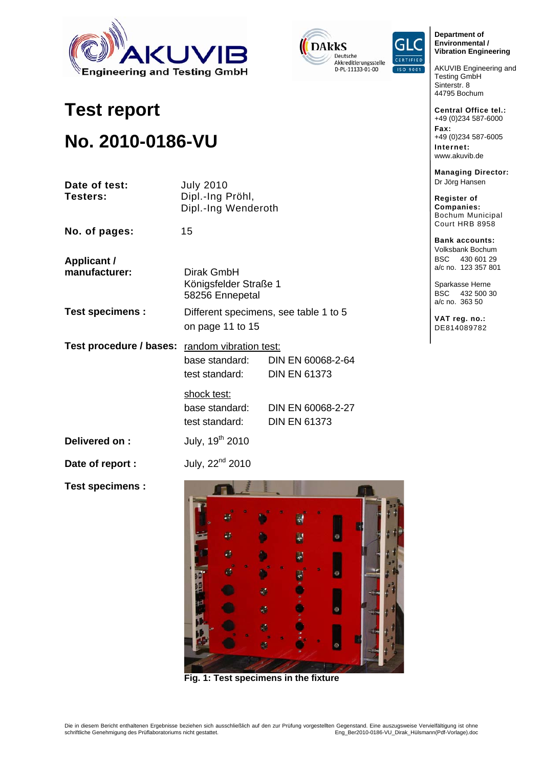AKUVIB Engineering and Testing GmbH

DAkkS Deutsche Akkreditierungsstelle D-PL-11133-01-00

GLC CERTIFIED ISO 9001

**Department of Environmental / Vibration Engineering**

AKUVIB Engineering and Testing GmbH
Sinterstr. 8
44795 Bochum

**Central Office tel.:**
+49 (0)234 587-6000
**Fax:**
+49 (0)234 587-6005
**Internet:**
www.akuvib.de

**Managing Director:**
Dr Jörg Hansen

**Register of Companies:**
Bochum Municipal Court HRB 8958

**Bank accounts:**
Volksbank Bochum
BSC 430 601 29
a/c no. 123 357 801

Sparkasse Herne
BSC 432 500 30
a/c no. 363 50

**VAT reg. no.:**
DE814089782

# Test report

# No. 2010-0186-VU

**Date of test:** July 2010

**Testers:** Dipl.-Ing Pröhl, Dipl.-Ing Wenderoth

**No. of pages:** 15

**Applicant / manufacturer:**
Dirak GmbH
Königsfelder Straße 1
58256 Ennepetal

**Test specimens :** Different specimens, see table 1 to 5 on page 11 to 15

**Test procedure / bases:**

random vibration test:

| | |
|---|---|
| base standard: | DIN EN 60068-2-64 |
| test standard: | DIN EN 61373 |

shock test:

| | |
|---|---|
| base standard: | DIN EN 60068-2-27 |
| test standard: | DIN EN 61373 |

**Delivered on :** July, 19th 2010

**Date of report :** July, 22nd 2010

**Test specimens :**

**Fig. 1: Test specimens in the fixture**

Die in diesem Bericht enthaltenen Ergebnisse beziehen sich ausschließlich auf den zur Prüfung vorgestellten Gegenstand. Eine auszugsweise Vervielfältigung ist ohne schriftliche Genehmigung des Prüflaboratoriums nicht gestattet.
Eng_Ber2010-0186-VU_Dirak_Hülsmann(Pdf-Vorlage).doc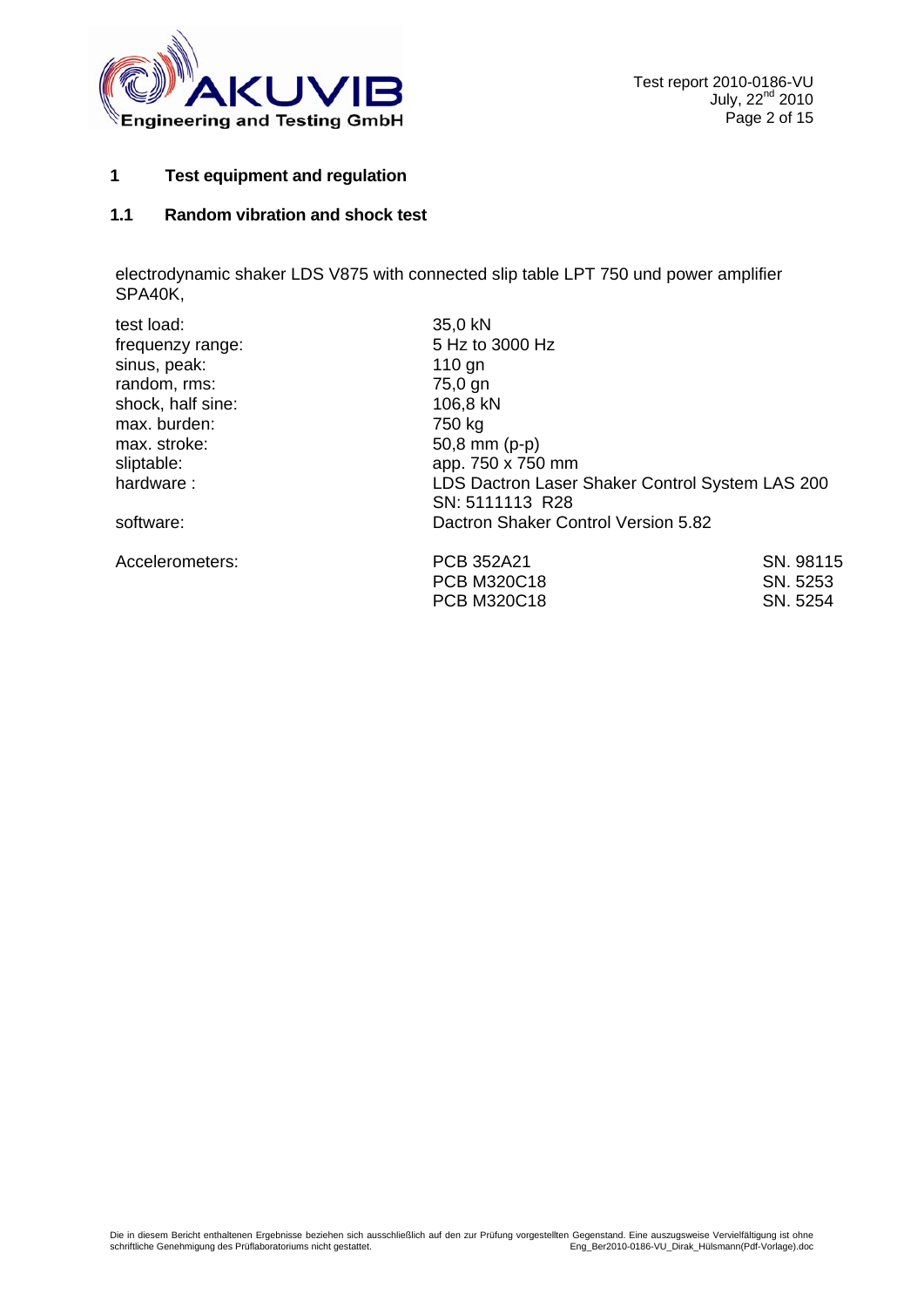# 1 Test equipment and regulation

## 1.1 Random vibration and shock test

electrodynamic shaker LDS V875 with connected slip table LPT 750 und power amplifier SPA40K,

| | | |
|---|---|---|
| test load: | 35,0 kN | |
| frequenzy range: | 5 Hz to 3000 Hz | |
| sinus, peak: | 110 gn | |
| random, rms: | 75,0 gn | |
| shock, half sine: | 106,8 kN | |
| max. burden: | 750 kg | |
| max. stroke: | 50,8 mm (p-p) | |
| sliptable: | app. 750 x 750 mm | |
| hardware : | LDS Dactron Laser Shaker Control System LAS 200 SN: 5111113 R28 | |
| software: | Dactron Shaker Control Version 5.82 | |
| Accelerometers: | PCB 352A21 | SN. 98115 |
| | PCB M320C18 | SN. 5253 |
| | PCB M320C18 | SN. 5254 |

Die in diesem Bericht enthaltenen Ergebnisse beziehen sich ausschließlich auf den zur Prüfung vorgestellten Gegenstand. Eine auszugsweise Vervielfältigung ist ohne schriftliche Genehmigung des Prüflaboratoriums nicht gestattet.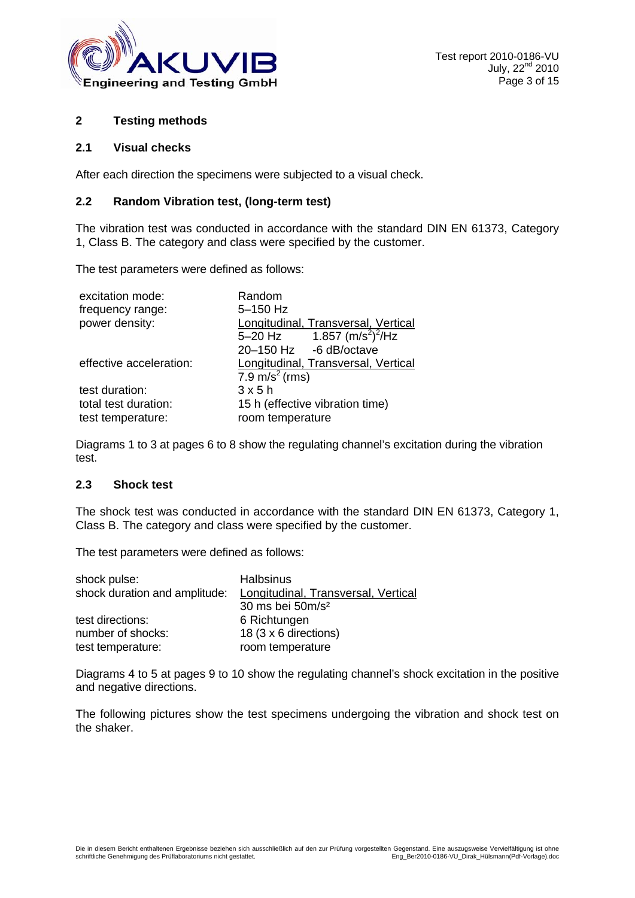## 2 Testing methods

### 2.1 Visual checks

After each direction the specimens were subjected to a visual check.

### 2.2 Random Vibration test, (long-term test)

The vibration test was conducted in accordance with the standard DIN EN 61373, Category 1, Class B. The category and class were specified by the customer.

The test parameters were defined as follows:

| | |
|---|---|
| excitation mode: | Random |
| frequency range: | 5–150 Hz |
| power density: | Longitudinal, Transversal, Vertical |
| | 5–20 Hz    1.857 $(m/s^2)^2/Hz$ |
| | 20–150 Hz    -6 dB/octave |
| effective acceleration: | Longitudinal, Transversal, Vertical |
| | 7.9 $m/s^2$ (rms) |
| test duration: | 3 x 5 h |
| total test duration: | 15 h (effective vibration time) |
| test temperature: | room temperature |

Diagrams 1 to 3 at pages 6 to 8 show the regulating channel's excitation during the vibration test.

### 2.3 Shock test

The shock test was conducted in accordance with the standard DIN EN 61373, Category 1, Class B. The category and class were specified by the customer.

The test parameters were defined as follows:

| | |
|---|---|
| shock pulse: | Halbsinus |
| shock duration and amplitude: | Longitudinal, Transversal, Vertical |
| | 30 ms bei 50m/s² |
| test directions: | 6 Richtungen |
| number of shocks: | 18 (3 x 6 directions) |
| test temperature: | room temperature |

Diagrams 4 to 5 at pages 9 to 10 show the regulating channel's shock excitation in the positive and negative directions.

The following pictures show the test specimens undergoing the vibration and shock test on the shaker.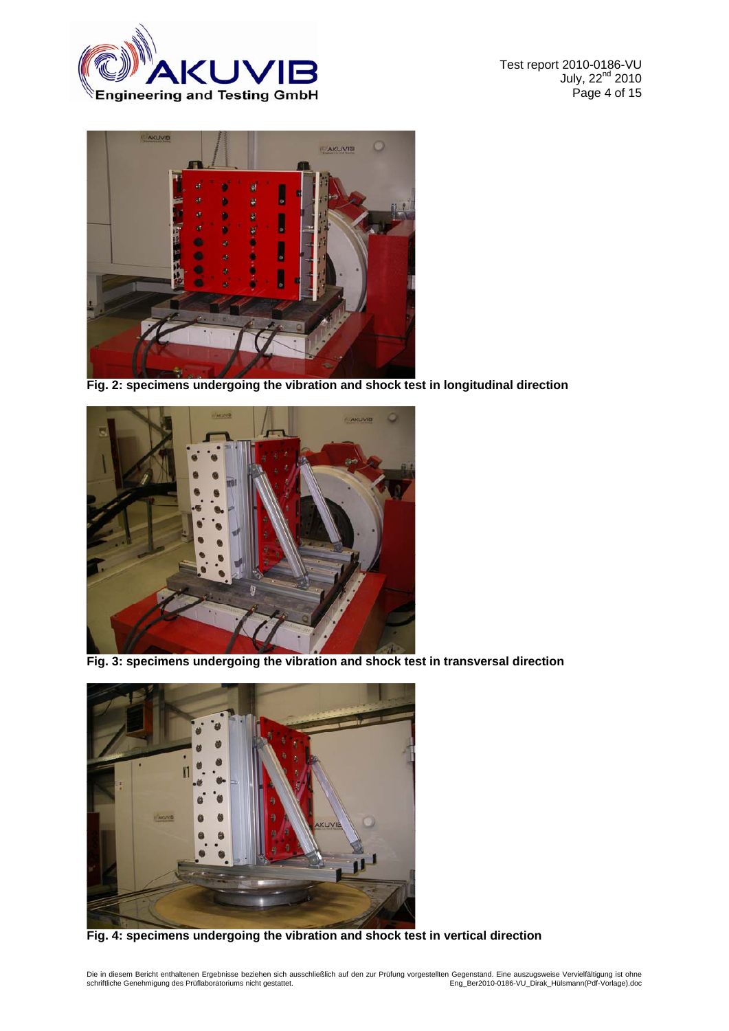Fig. 2: specimens undergoing the vibration and shock test in longitudinal direction

Fig. 3: specimens undergoing the vibration and shock test in transversal direction

Fig. 4: specimens undergoing the vibration and shock test in vertical direction

Die in diesem Bericht enthaltenen Ergebnisse beziehen sich ausschließlich auf den zur Prüfung vorgestellten Gegenstand. Eine auszugsweise Vervielfältigung ist ohne schriftliche Genehmigung des Prüflaboratoriums nicht gestattet.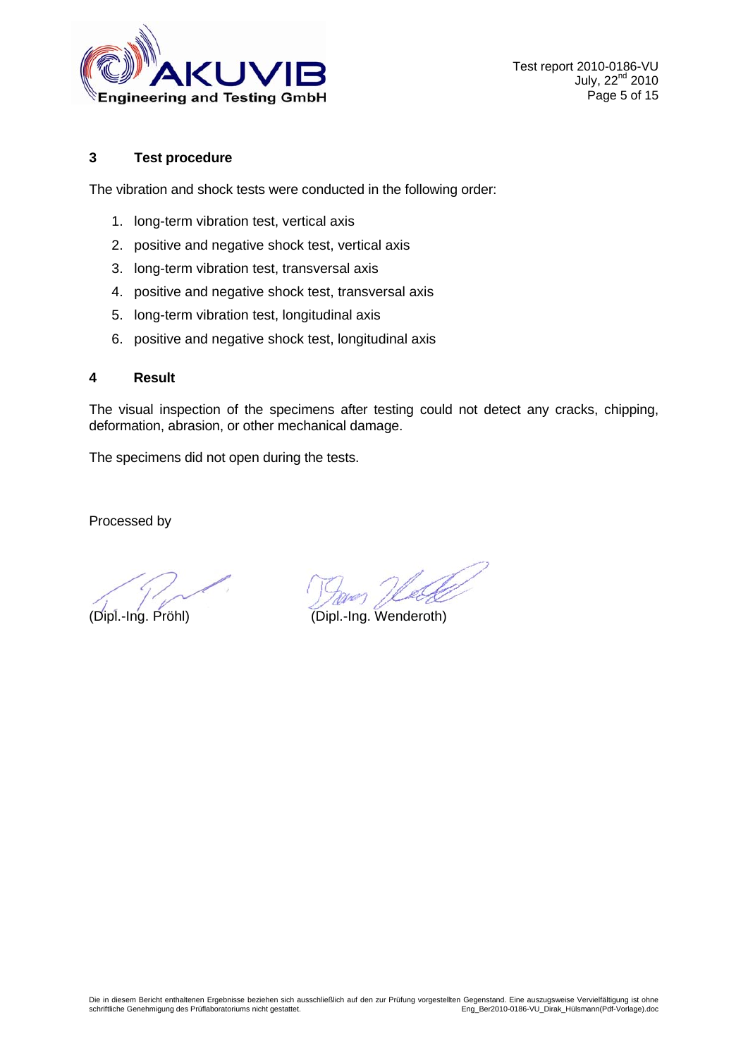## 3 Test procedure

The vibration and shock tests were conducted in the following order:

1. long-term vibration test, vertical axis
2. positive and negative shock test, vertical axis
3. long-term vibration test, transversal axis
4. positive and negative shock test, transversal axis
5. long-term vibration test, longitudinal axis
6. positive and negative shock test, longitudinal axis

## 4 Result

The visual inspection of the specimens after testing could not detect any cracks, chipping, deformation, abrasion, or other mechanical damage.

The specimens did not open during the tests.

Processed by

(Dipl.-Ing. Pröhl) (Dipl.-Ing. Wenderoth)

Die in diesem Bericht enthaltenen Ergebnisse beziehen sich ausschließlich auf den zur Prüfung vorgestellten Gegenstand. Eine auszugsweise Vervielfältigung ist ohne schriftliche Genehmigung des Prüflaboratoriums nicht gestattet.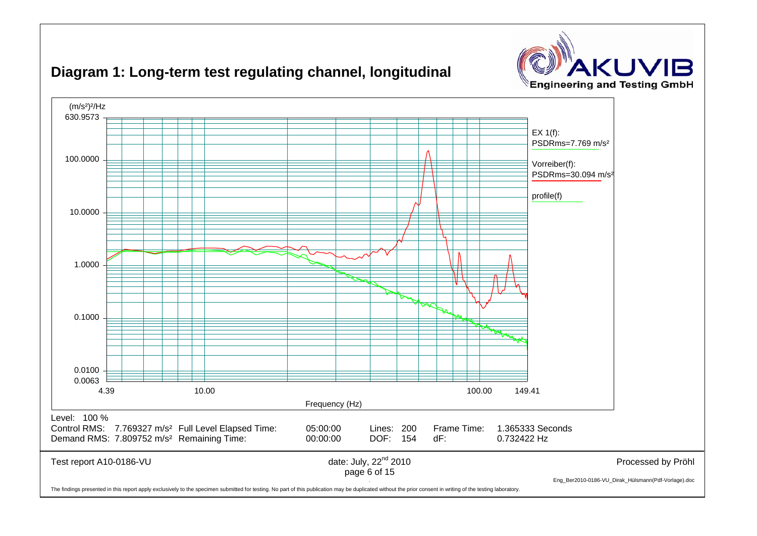## Diagram 1: Long-term test regulating channel, longitudinal

(m/s²)²/Hz

630.9573

100.0000

10.0000

1.0000

0.1000

0.0100

0.0063

4.39 10.00 100.00 149.41

Frequency (Hz)

EX 1(f):
PSDRms=7.769 m/s²

Vorreiber(f):
PSDRms=30.094 m/s²

profile(f)

Level: 100 %

| | | | | | | | |
|---|---|---|---|---|---|---|---|
| Control RMS: | 7.769327 m/s² | Full Level Elapsed Time: | 05:00:00 | Lines: | 200 | Frame Time: | 1.365333 Seconds |
| Demand RMS: | 7.809752 m/s² | Remaining Time: | 00:00:00 | DOF: | 154 | dF: | 0.732422 Hz |

Test report A10-0186-VU

date: July, 22nd 2010

Processed by Pröhl

Eng_Ber2010-0186-VU_Dirak_Hülsmann(Pdf-Vorlage).doc

The findings presented in this report apply exclusively to the specimen submitted for testing. No part of this publication may be duplicated without the prior consent in writing of the testing laboratory.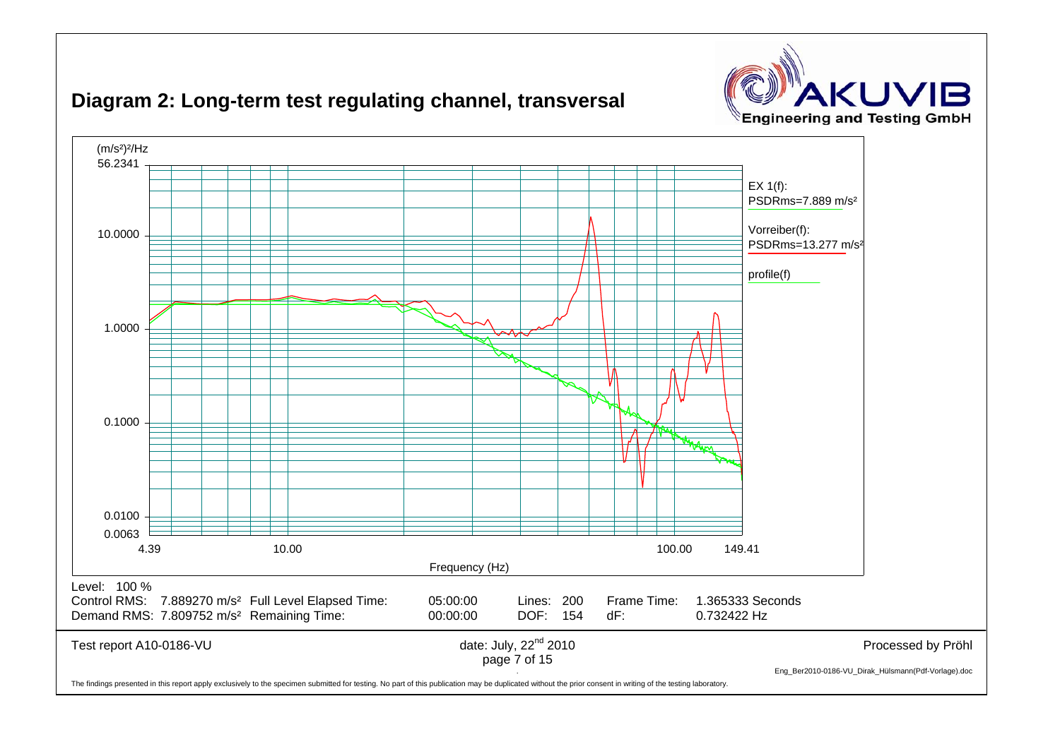# Diagram 2: Long-term test regulating channel, transversal

(m/s²)²/Hz

56.2341

10.0000

1.0000

0.1000

0.0100

0.0063

4.39 10.00 100.00 149.41

Frequency (Hz)

EX 1(f):
PSDRms=7.889 m/s²

Vorreiber(f):
PSDRms=13.277 m/s²

profile(f)

| Level: 100 % | | | | |
|---|---|---|---|---|
| Control RMS: 7.889270 m/s² Full Level Elapsed Time: | 05:00:00 | Lines: 200 | Frame Time: | 1.365333 Seconds |
| Demand RMS: 7.809752 m/s² Remaining Time: | 00:00:00 | DOF: 154 | dF: | 0.732422 Hz |

Test report A10-0186-VU

date: July, 22nd 2010

Processed by Pröhl

Eng_Ber2010-0186-VU_Dirak_Hülsmann(Pdf-Vorlage).doc

The findings presented in this report apply exclusively to the specimen submitted for testing. No part of this publication may be duplicated without the prior consent in writing of the testing laboratory.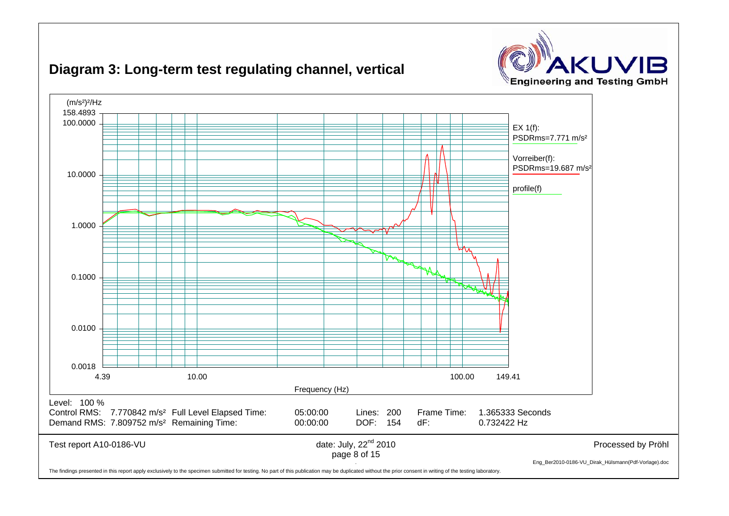## Diagram 3: Long-term test regulating channel, vertical

(m/s²)²/Hz

158.4893
100.0000
10.0000
1.0000
0.1000
0.0100
0.0018

4.39 10.00 100.00 149.41

Frequency (Hz)

EX 1(f):
PSDRms=7.771 m/s²

Vorreiber(f):
PSDRms=19.687 m/s²

profile(f)

Level: 100 %
Control RMS: 7.770842 m/s² Full Level Elapsed Time: 05:00:00 Lines: 200 Frame Time: 1.365333 Seconds
Demand RMS: 7.809752 m/s² Remaining Time: 00:00:00 DOF: 154 dF: 0.732422 Hz

Test report A10-0186-VU date: July, 22nd 2010 Processed by Pröhl

The findings presented in this report apply exclusively to the specimen submitted for testing. No part of this publication may be duplicated without the prior consent in writing of the testing laboratory.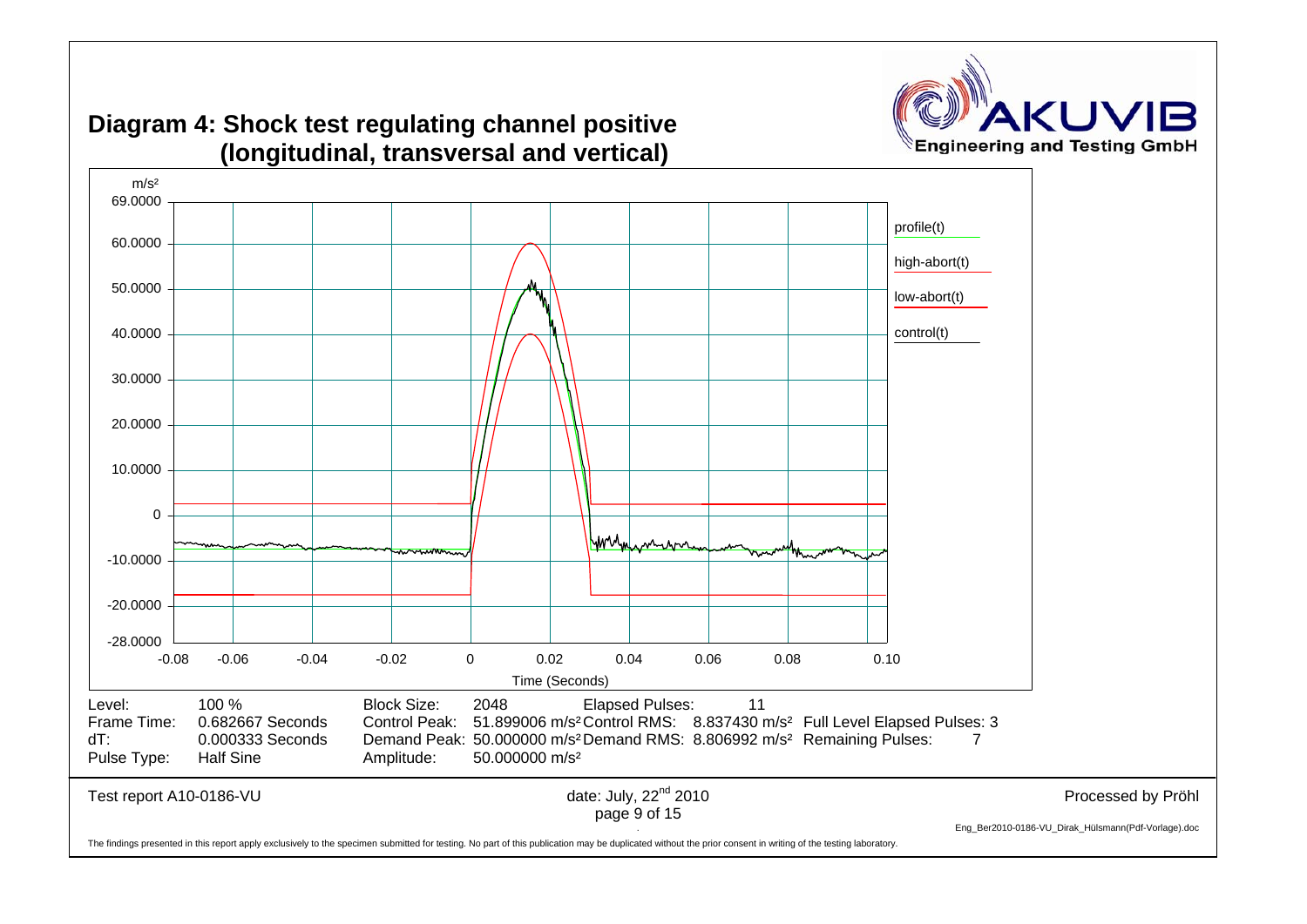# Diagram 4: Shock test regulating channel positive (longitudinal, transversal and vertical)

| | | | | | | | |
|---|---|---|---|---|---|---|---|
| Level: | 100 % | Block Size: | 2048 | Elapsed Pulses: | 11 | | |
| Frame Time: | 0.682667 Seconds | Control Peak: | 51.899006 m/s² | Control RMS: | 8.837430 m/s² | Full Level Elapsed Pulses: | 3 |
| dT: | 0.000333 Seconds | Demand Peak: | 50.000000 m/s² | Demand RMS: | 8.806992 m/s² | Remaining Pulses: | 7 |
| Pulse Type: | Half Sine | Amplitude: | 50.000000 m/s² | | | | |

Test report A10-0186-VU

date: July, 22[nd] 2010

Processed by Pröhl

Eng_Ber2010-0186-VU_Dirak_Hülsmann(Pdf-Vorlage).doc

The findings presented in this report apply exclusively to the specimen submitted for testing. No part of this publication may be duplicated without the prior consent in writing of the testing laboratory.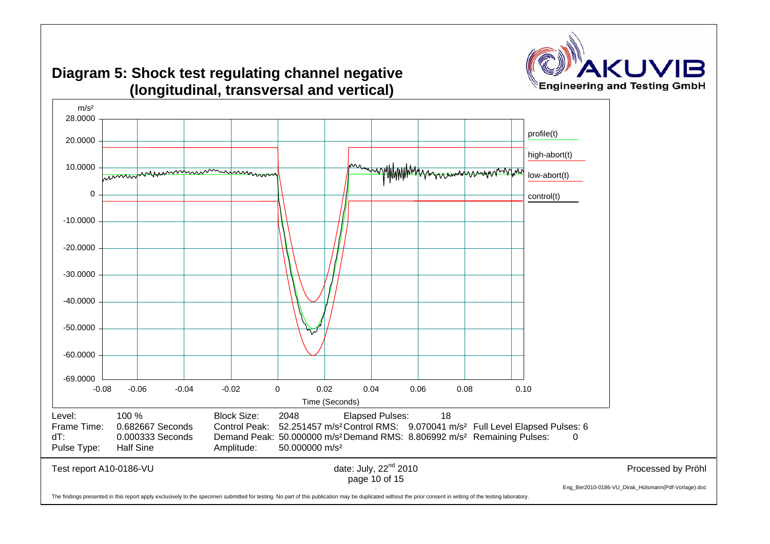## Diagram 5: Shock test regulating channel negative (longitudinal, transversal and vertical)

| Level: | 100 % | Block Size: | 2048 | Elapsed Pulses: | 18 | |
|---|---|---|---|---|---|---|
| Frame Time: | 0.682667 Seconds | Control Peak: | 52.251457 m/s² | Control RMS: | 9.070041 m/s² | Full Level Elapsed Pulses: 6 |
| dT: | 0.000333 Seconds | Demand Peak: | 50.000000 m/s² | Demand RMS: | 8.806992 m/s² | Remaining Pulses: 0 |
| Pulse Type: | Half Sine | Amplitude: | 50.000000 m/s² | | | |

Test report A10-0186-VU

date: July, 22nd 2010

Processed by Pröhl

Eng_Ber2010-0186-VU_Dirak_Hülsmann(Pdf-Vorlage).doc

The findings presented in this report apply exclusively to the specimen submitted for testing. No part of this publication may be duplicated without the prior consent in writing of the testing laboratory.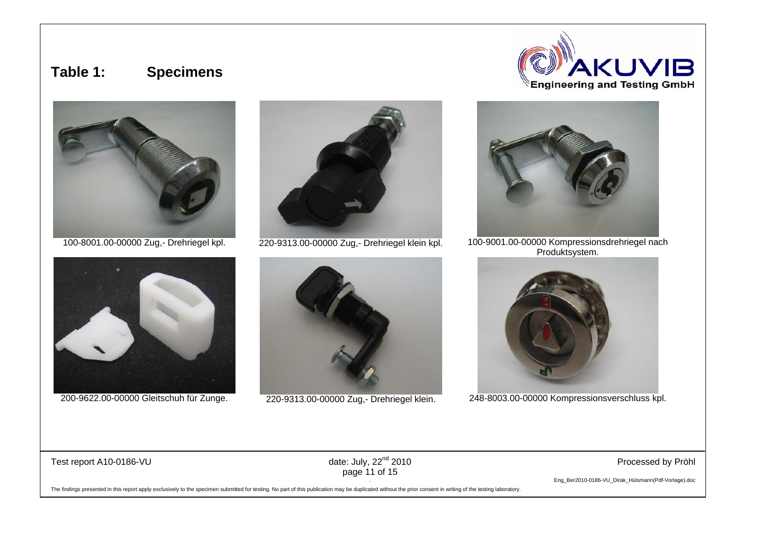## Table 1: Specimens

100-8001.00-00000 Zug,- Drehriegel kpl.

220-9313.00-00000 Zug,- Drehriegel klein kpl.

100-9001.00-00000 Kompressionsdrehriegel nach Produktsystem.

200-9622.00-00000 Gleitschuh für Zunge.

220-9313.00-00000 Zug,- Drehriegel klein.

248-8003.00-00000 Kompressionsverschluss kpl.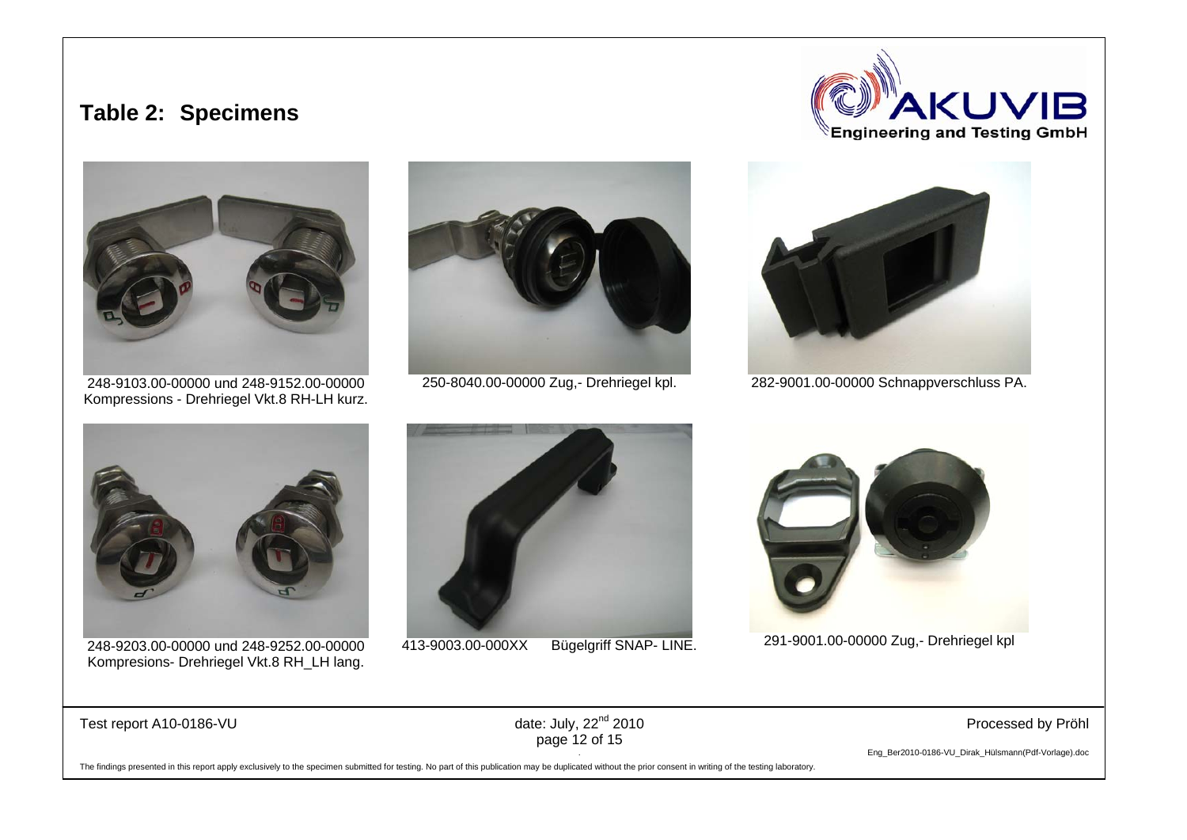## Table 2: Specimens

248-9103.00-00000 und 248-9152.00-00000
Kompressions - Drehriegel Vkt.8 RH-LH kurz.

250-8040.00-00000 Zug,- Drehriegel kpl.

282-9001.00-00000 Schnappverschluss PA.

248-9203.00-00000 und 248-9252.00-00000
Kompresions- Drehriegel Vkt.8 RH_LH lang.

413-9003.00-000XX Bügelgriff SNAP- LINE.

291-9001.00-00000 Zug,- Drehriegel kpl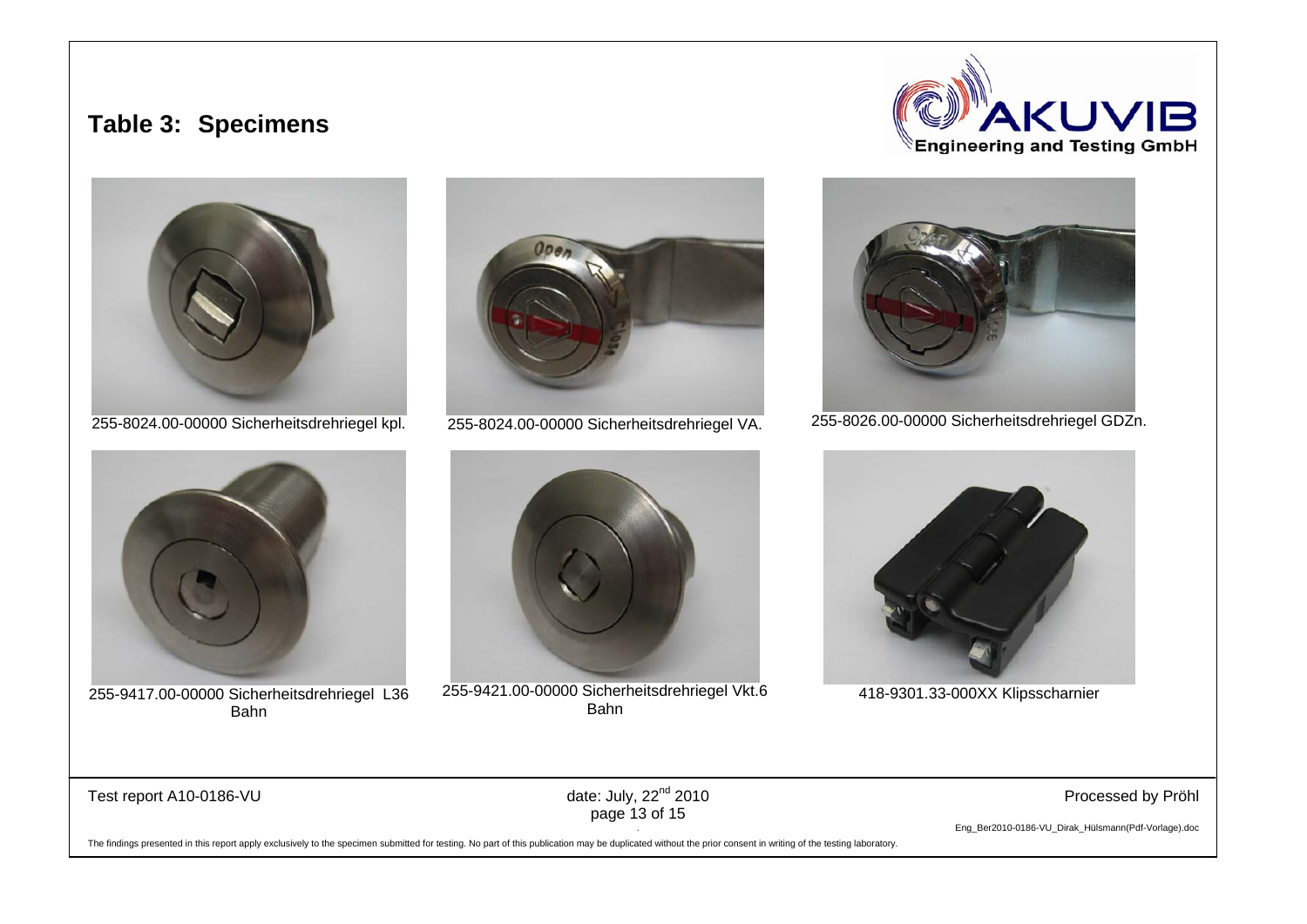## Table 3: Specimens

255-8024.00-00000 Sicherheitsdrehriegel kpl.

255-8024.00-00000 Sicherheitsdrehriegel VA.

255-8026.00-00000 Sicherheitsdrehriegel GDZn.

255-9417.00-00000 Sicherheitsdrehriegel L36 Bahn

255-9421.00-00000 Sicherheitsdrehriegel Vkt.6 Bahn

418-9301.33-000XX Klipsscharnier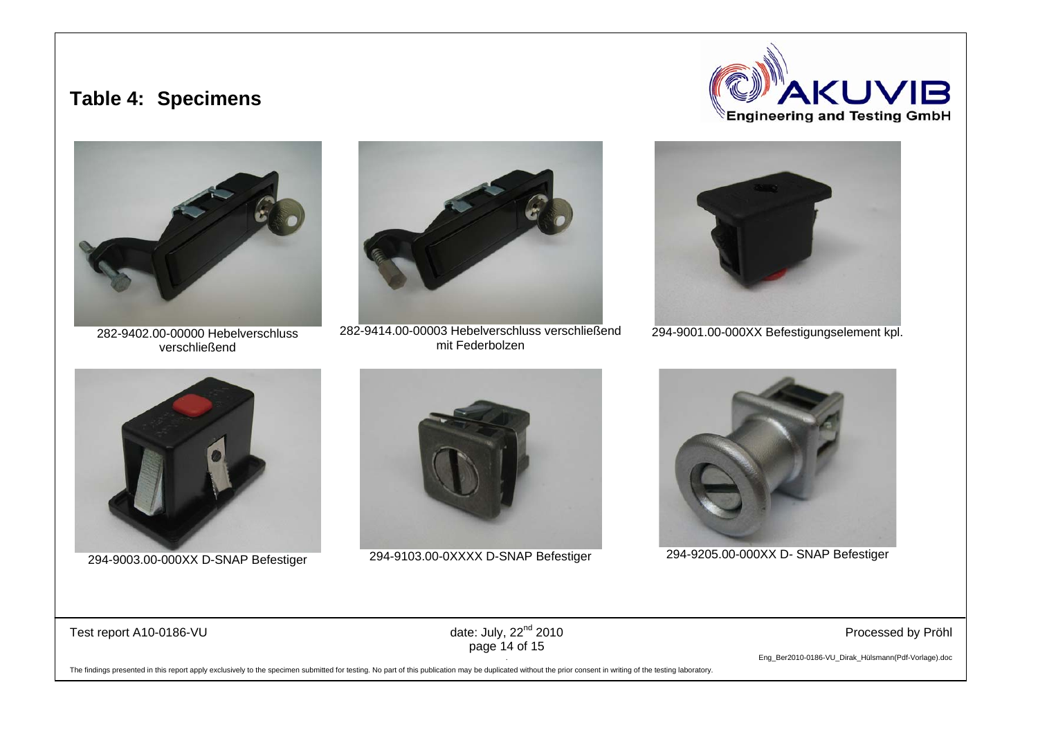# Table 4: Specimens

282-9402.00-00000 Hebelverschluss verschließend

282-9414.00-00003 Hebelverschluss verschließend mit Federbolzen

294-9001.00-000XX Befestigungselement kpl.

294-9003.00-000XX D-SNAP Befestiger

294-9103.00-0XXXX D-SNAP Befestiger

294-9205.00-000XX D- SNAP Befestiger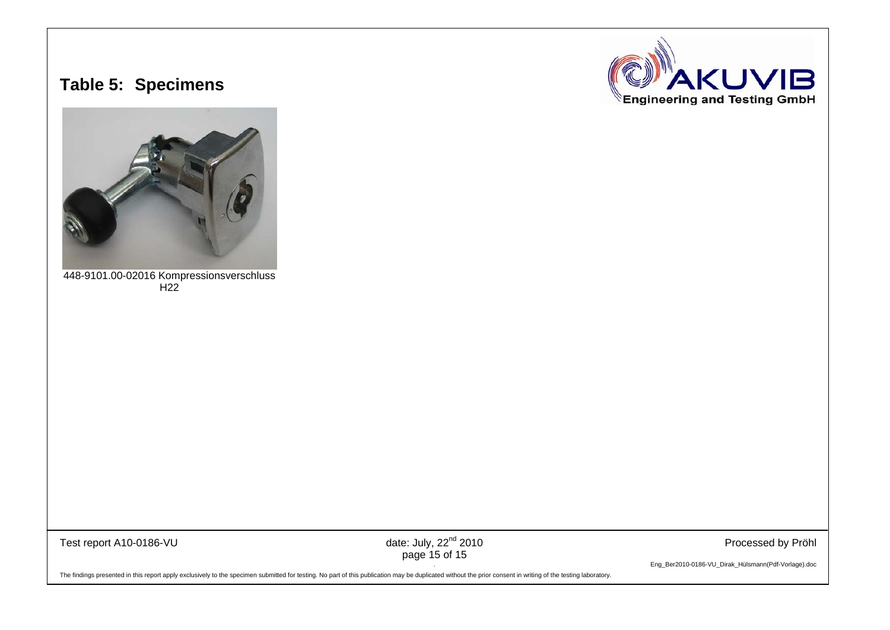## Table 5: Specimens

448-9101.00-02016 Kompressionsverschluss H22

The findings presented in this report apply exclusively to the specimen submitted for testing. No part of this publication may be duplicated without the prior consent in writing of the testing laboratory.